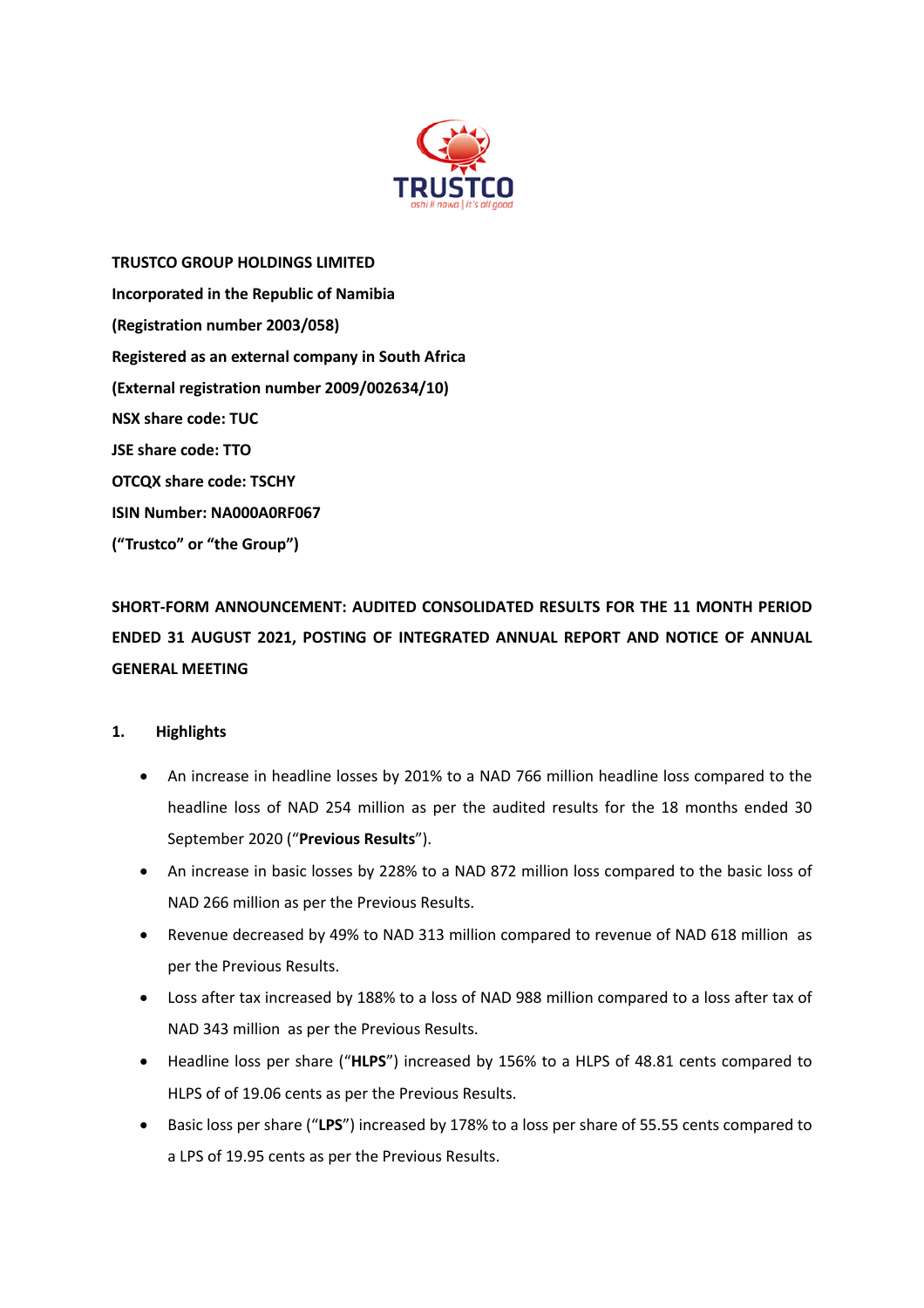**TRUSTCO GROUP HOLDINGS LIMITED**

**Incorporated in the Republic of Namibia**

**(Registration number 2003/058)**

**Registered as an external company in South Africa**

**(External registration number 2009/002634/10)**

**NSX share code: TUC**

**JSE share code: TTO**

**OTCQX share code: TSCHY**

**ISIN Number: NA000A0RF067**

**(“Trustco” or “the Group”)**

**SHORT-FORM ANNOUNCEMENT: AUDITED CONSOLIDATED RESULTS FOR THE 11 MONTH PERIOD ENDED 31 AUGUST 2021, POSTING OF INTEGRATED ANNUAL REPORT AND NOTICE OF ANNUAL GENERAL MEETING**

## 1. Highlights

- An increase in headline losses by 201% to a NAD 766 million headline loss compared to the headline loss of NAD 254 million as per the audited results for the 18 months ended 30 September 2020 (“**Previous Results**”).
- An increase in basic losses by 228% to a NAD 872 million loss compared to the basic loss of NAD 266 million as per the Previous Results.
- Revenue decreased by 49% to NAD 313 million compared to revenue of NAD 618 million as per the Previous Results.
- Loss after tax increased by 188% to a loss of NAD 988 million compared to a loss after tax of NAD 343 million as per the Previous Results.
- Headline loss per share (“**HLPS**”) increased by 156% to a HLPS of 48.81 cents compared to HLPS of of 19.06 cents as per the Previous Results.
- Basic loss per share (“**LPS**”) increased by 178% to a loss per share of 55.55 cents compared to a LPS of 19.95 cents as per the Previous Results.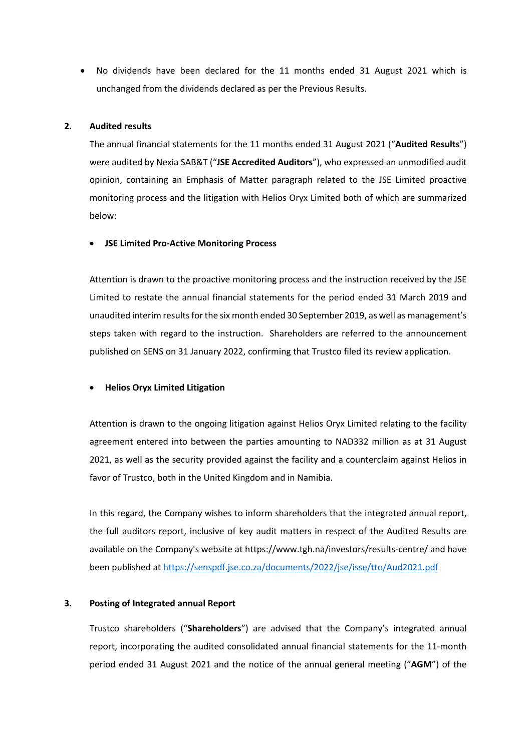- No dividends have been declared for the 11 months ended 31 August 2021 which is unchanged from the dividends declared as per the Previous Results.

## 2. Audited results

The annual financial statements for the 11 months ended 31 August 2021 ("**Audited Results**") were audited by Nexia SAB&T ("**JSE Accredited Auditors**"), who expressed an unmodified audit opinion, containing an Emphasis of Matter paragraph related to the JSE Limited proactive monitoring process and the litigation with Helios Oryx Limited both of which are summarized below:

- **JSE Limited Pro-Active Monitoring Process**

Attention is drawn to the proactive monitoring process and the instruction received by the JSE Limited to restate the annual financial statements for the period ended 31 March 2019 and unaudited interim results for the six month ended 30 September 2019, as well as management's steps taken with regard to the instruction. Shareholders are referred to the announcement published on SENS on 31 January 2022, confirming that Trustco filed its review application.

- **Helios Oryx Limited Litigation**

Attention is drawn to the ongoing litigation against Helios Oryx Limited relating to the facility agreement entered into between the parties amounting to NAD332 million as at 31 August 2021, as well as the security provided against the facility and a counterclaim against Helios in favor of Trustco, both in the United Kingdom and in Namibia.

In this regard, the Company wishes to inform shareholders that the integrated annual report, the full auditors report, inclusive of key audit matters in respect of the Audited Results are available on the Company's website at https://www.tgh.na/investors/results-centre/ and have been published at [https://senspdf.jse.co.za/documents/2022/jse/isse/tto/Aud2021.pdf](https://senspdf.jse.co.za/documents/2022/jse/isse/tto/Aud2021.pdf)

## 3. Posting of Integrated annual Report

Trustco shareholders ("**Shareholders**") are advised that the Company's integrated annual report, incorporating the audited consolidated annual financial statements for the 11-month period ended 31 August 2021 and the notice of the annual general meeting ("**AGM**") of the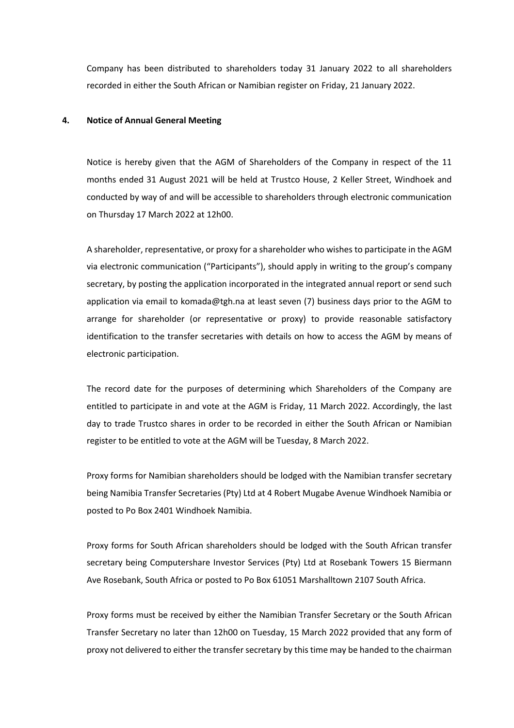Company has been distributed to shareholders today 31 January 2022 to all shareholders recorded in either the South African or Namibian register on Friday, 21 January 2022.

**4. Notice of Annual General Meeting**

Notice is hereby given that the AGM of Shareholders of the Company in respect of the 11 months ended 31 August 2021 will be held at Trustco House, 2 Keller Street, Windhoek and conducted by way of and will be accessible to shareholders through electronic communication on Thursday 17 March 2022 at 12h00.

A shareholder, representative, or proxy for a shareholder who wishes to participate in the AGM via electronic communication ("Participants"), should apply in writing to the group's company secretary, by posting the application incorporated in the integrated annual report or send such application via email to komada@tgh.na at least seven (7) business days prior to the AGM to arrange for shareholder (or representative or proxy) to provide reasonable satisfactory identification to the transfer secretaries with details on how to access the AGM by means of electronic participation.

The record date for the purposes of determining which Shareholders of the Company are entitled to participate in and vote at the AGM is Friday, 11 March 2022. Accordingly, the last day to trade Trustco shares in order to be recorded in either the South African or Namibian register to be entitled to vote at the AGM will be Tuesday, 8 March 2022.

Proxy forms for Namibian shareholders should be lodged with the Namibian transfer secretary being Namibia Transfer Secretaries (Pty) Ltd at 4 Robert Mugabe Avenue Windhoek Namibia or posted to Po Box 2401 Windhoek Namibia.

Proxy forms for South African shareholders should be lodged with the South African transfer secretary being Computershare Investor Services (Pty) Ltd at Rosebank Towers 15 Biermann Ave Rosebank, South Africa or posted to Po Box 61051 Marshalltown 2107 South Africa.

Proxy forms must be received by either the Namibian Transfer Secretary or the South African Transfer Secretary no later than 12h00 on Tuesday, 15 March 2022 provided that any form of proxy not delivered to either the transfer secretary by this time may be handed to the chairman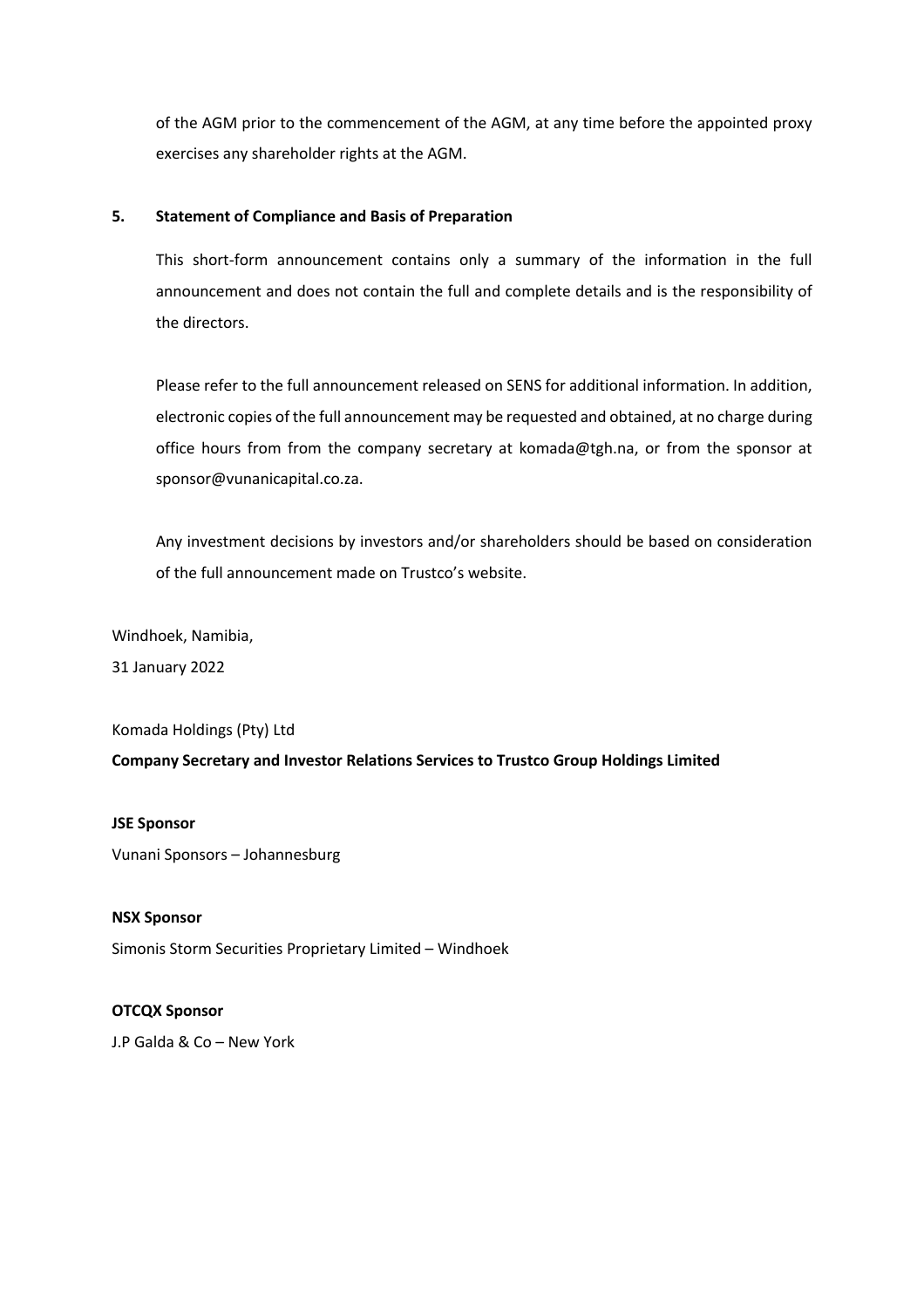of the AGM prior to the commencement of the AGM, at any time before the appointed proxy exercises any shareholder rights at the AGM.

**5. Statement of Compliance and Basis of Preparation**

This short-form announcement contains only a summary of the information in the full announcement and does not contain the full and complete details and is the responsibility of the directors.

Please refer to the full announcement released on SENS for additional information. In addition, electronic copies of the full announcement may be requested and obtained, at no charge during office hours from from the company secretary at komada@tgh.na, or from the sponsor at sponsor@vunanicapital.co.za.

Any investment decisions by investors and/or shareholders should be based on consideration of the full announcement made on Trustco's website.

Windhoek, Namibia,
31 January 2022

Komada Holdings (Pty) Ltd

**Company Secretary and Investor Relations Services to Trustco Group Holdings Limited**

**JSE Sponsor**

Vunani Sponsors – Johannesburg

**NSX Sponsor**

Simonis Storm Securities Proprietary Limited – Windhoek

**OTCQX Sponsor**

J.P Galda & Co – New York